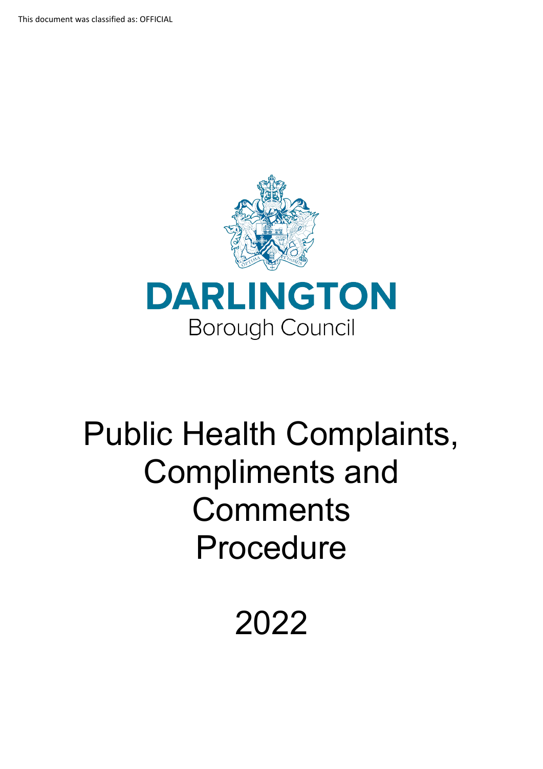This document was classified as: OFFICIAL

DARLINGTON

Borough Council

# Public Health Complaints, Compliments and Comments Procedure

2022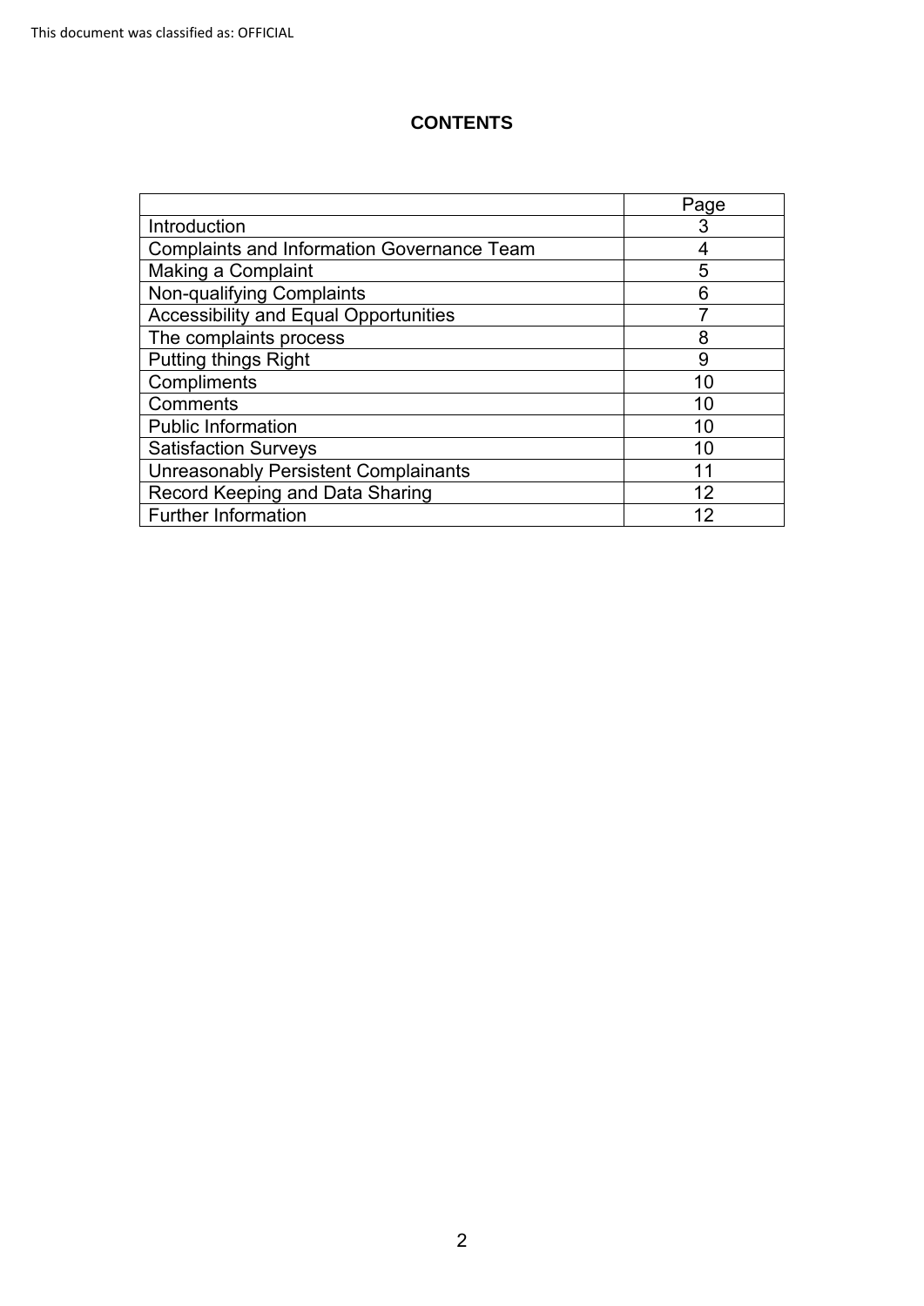This document was classified as: OFFICIAL

# CONTENTS

| | Page |
|---|---|
| Introduction | 3 |
| Complaints and Information Governance Team | 4 |
| Making a Complaint | 5 |
| Non-qualifying Complaints | 6 |
| Accessibility and Equal Opportunities | 7 |
| The complaints process | 8 |
| Putting things Right | 9 |
| Compliments | 10 |
| Comments | 10 |
| Public Information | 10 |
| Satisfaction Surveys | 10 |
| Unreasonably Persistent Complainants | 11 |
| Record Keeping and Data Sharing | 12 |
| Further Information | 12 |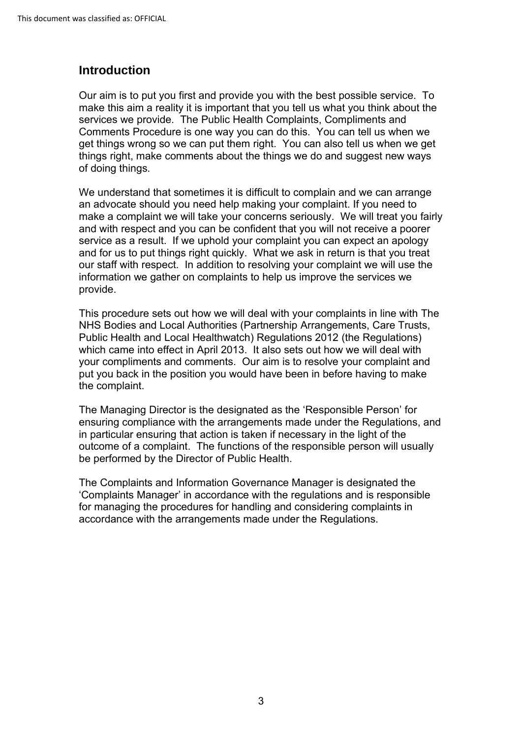## Introduction

Our aim is to put you first and provide you with the best possible service. To make this aim a reality it is important that you tell us what you think about the services we provide. The Public Health Complaints, Compliments and Comments Procedure is one way you can do this. You can tell us when we get things wrong so we can put them right. You can also tell us when we get things right, make comments about the things we do and suggest new ways of doing things.

We understand that sometimes it is difficult to complain and we can arrange an advocate should you need help making your complaint. If you need to make a complaint we will take your concerns seriously. We will treat you fairly and with respect and you can be confident that you will not receive a poorer service as a result. If we uphold your complaint you can expect an apology and for us to put things right quickly. What we ask in return is that you treat our staff with respect. In addition to resolving your complaint we will use the information we gather on complaints to help us improve the services we provide.

This procedure sets out how we will deal with your complaints in line with The NHS Bodies and Local Authorities (Partnership Arrangements, Care Trusts, Public Health and Local Healthwatch) Regulations 2012 (the Regulations) which came into effect in April 2013. It also sets out how we will deal with your compliments and comments. Our aim is to resolve your complaint and put you back in the position you would have been in before having to make the complaint.

The Managing Director is the designated as the 'Responsible Person' for ensuring compliance with the arrangements made under the Regulations, and in particular ensuring that action is taken if necessary in the light of the outcome of a complaint. The functions of the responsible person will usually be performed by the Director of Public Health.

The Complaints and Information Governance Manager is designated the 'Complaints Manager' in accordance with the regulations and is responsible for managing the procedures for handling and considering complaints in accordance with the arrangements made under the Regulations.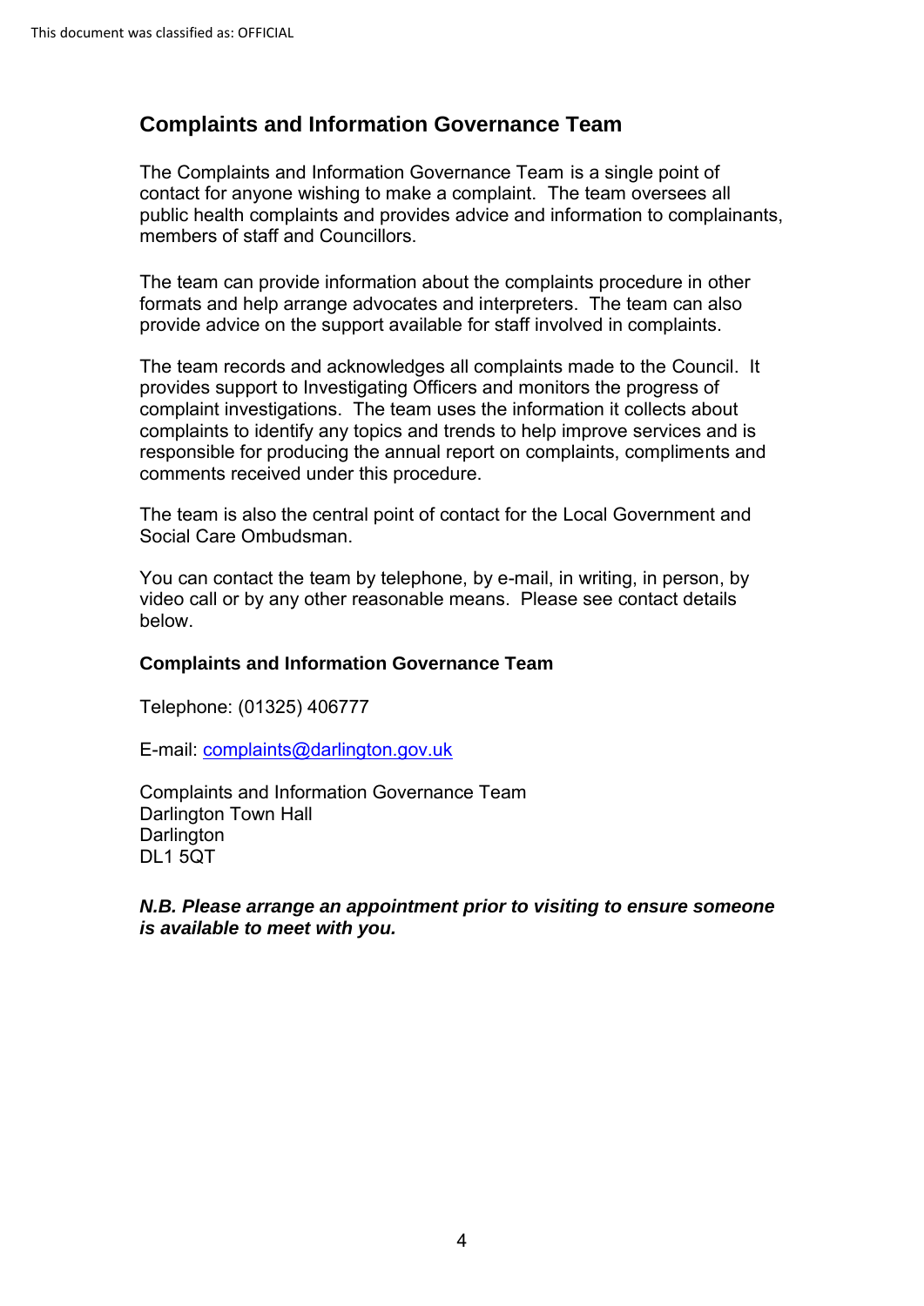## Complaints and Information Governance Team

The Complaints and Information Governance Team is a single point of contact for anyone wishing to make a complaint. The team oversees all public health complaints and provides advice and information to complainants, members of staff and Councillors.

The team can provide information about the complaints procedure in other formats and help arrange advocates and interpreters. The team can also provide advice on the support available for staff involved in complaints.

The team records and acknowledges all complaints made to the Council. It provides support to Investigating Officers and monitors the progress of complaint investigations. The team uses the information it collects about complaints to identify any topics and trends to help improve services and is responsible for producing the annual report on complaints, compliments and comments received under this procedure.

The team is also the central point of contact for the Local Government and Social Care Ombudsman.

You can contact the team by telephone, by e-mail, in writing, in person, by video call or by any other reasonable means. Please see contact details below.

**Complaints and Information Governance Team**

Telephone: (01325) 406777

E-mail: complaints@darlington.gov.uk

Complaints and Information Governance Team
Darlington Town Hall
Darlington
DL1 5QT

***N.B. Please arrange an appointment prior to visiting to ensure someone is available to meet with you.***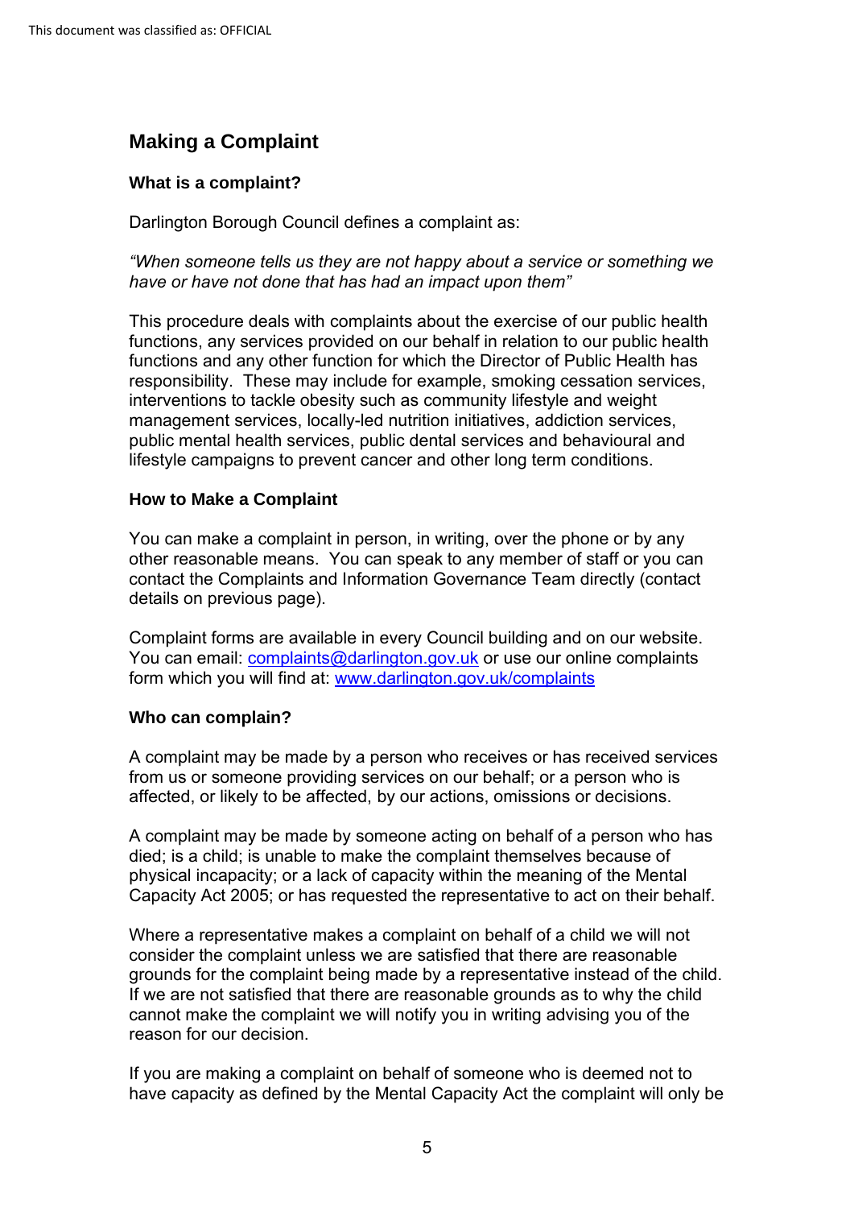## Making a Complaint

### What is a complaint?

Darlington Borough Council defines a complaint as:

*"When someone tells us they are not happy about a service or something we have or have not done that has had an impact upon them"*

This procedure deals with complaints about the exercise of our public health functions, any services provided on our behalf in relation to our public health functions and any other function for which the Director of Public Health has responsibility. These may include for example, smoking cessation services, interventions to tackle obesity such as community lifestyle and weight management services, locally-led nutrition initiatives, addiction services, public mental health services, public dental services and behavioural and lifestyle campaigns to prevent cancer and other long term conditions.

### How to Make a Complaint

You can make a complaint in person, in writing, over the phone or by any other reasonable means. You can speak to any member of staff or you can contact the Complaints and Information Governance Team directly (contact details on previous page).

Complaint forms are available in every Council building and on our website. You can email: complaints@darlington.gov.uk or use our online complaints form which you will find at: www.darlington.gov.uk/complaints

### Who can complain?

A complaint may be made by a person who receives or has received services from us or someone providing services on our behalf; or a person who is affected, or likely to be affected, by our actions, omissions or decisions.

A complaint may be made by someone acting on behalf of a person who has died; is a child; is unable to make the complaint themselves because of physical incapacity; or a lack of capacity within the meaning of the Mental Capacity Act 2005; or has requested the representative to act on their behalf.

Where a representative makes a complaint on behalf of a child we will not consider the complaint unless we are satisfied that there are reasonable grounds for the complaint being made by a representative instead of the child. If we are not satisfied that there are reasonable grounds as to why the child cannot make the complaint we will notify you in writing advising you of the reason for our decision.

If you are making a complaint on behalf of someone who is deemed not to have capacity as defined by the Mental Capacity Act the complaint will only be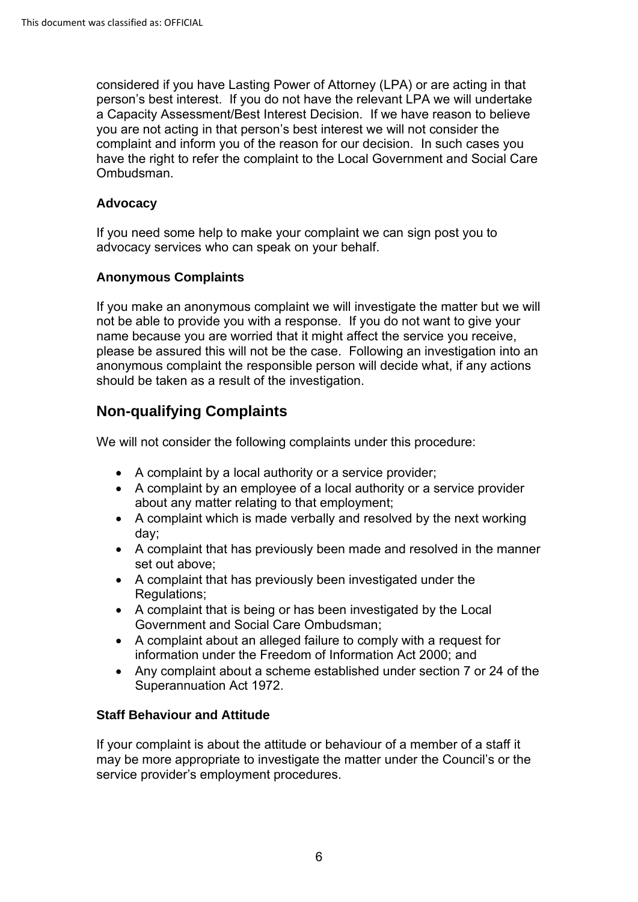considered if you have Lasting Power of Attorney (LPA) or are acting in that person's best interest. If you do not have the relevant LPA we will undertake a Capacity Assessment/Best Interest Decision. If we have reason to believe you are not acting in that person's best interest we will not consider the complaint and inform you of the reason for our decision. In such cases you have the right to refer the complaint to the Local Government and Social Care Ombudsman.

### Advocacy

If you need some help to make your complaint we can sign post you to advocacy services who can speak on your behalf.

### Anonymous Complaints

If you make an anonymous complaint we will investigate the matter but we will not be able to provide you with a response. If you do not want to give your name because you are worried that it might affect the service you receive, please be assured this will not be the case. Following an investigation into an anonymous complaint the responsible person will decide what, if any actions should be taken as a result of the investigation.

## Non-qualifying Complaints

We will not consider the following complaints under this procedure:

- A complaint by a local authority or a service provider;
- A complaint by an employee of a local authority or a service provider about any matter relating to that employment;
- A complaint which is made verbally and resolved by the next working day;
- A complaint that has previously been made and resolved in the manner set out above;
- A complaint that has previously been investigated under the Regulations;
- A complaint that is being or has been investigated by the Local Government and Social Care Ombudsman;
- A complaint about an alleged failure to comply with a request for information under the Freedom of Information Act 2000; and
- Any complaint about a scheme established under section 7 or 24 of the Superannuation Act 1972.

### Staff Behaviour and Attitude

If your complaint is about the attitude or behaviour of a member of a staff it may be more appropriate to investigate the matter under the Council's or the service provider's employment procedures.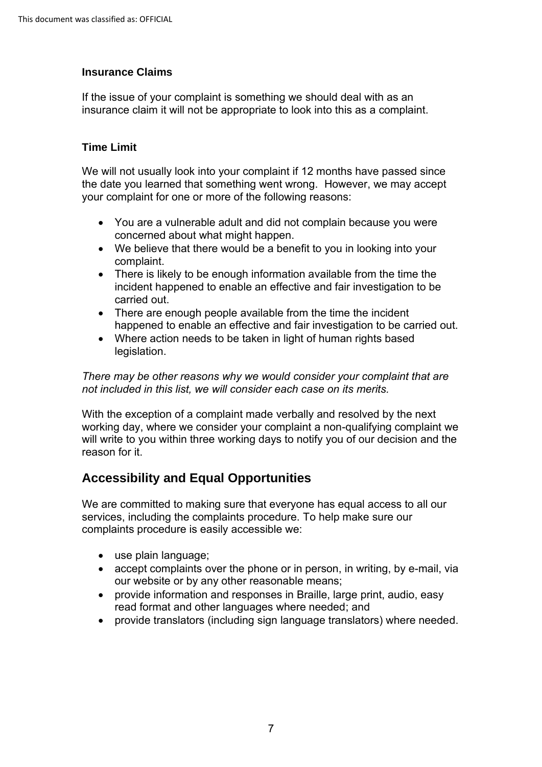### Insurance Claims

If the issue of your complaint is something we should deal with as an insurance claim it will not be appropriate to look into this as a complaint.

### Time Limit

We will not usually look into your complaint if 12 months have passed since the date you learned that something went wrong. However, we may accept your complaint for one or more of the following reasons:

- You are a vulnerable adult and did not complain because you were concerned about what might happen.
- We believe that there would be a benefit to you in looking into your complaint.
- There is likely to be enough information available from the time the incident happened to enable an effective and fair investigation to be carried out.
- There are enough people available from the time the incident happened to enable an effective and fair investigation to be carried out.
- Where action needs to be taken in light of human rights based legislation.

*There may be other reasons why we would consider your complaint that are not included in this list, we will consider each case on its merits.*

With the exception of a complaint made verbally and resolved by the next working day, where we consider your complaint a non-qualifying complaint we will write to you within three working days to notify you of our decision and the reason for it.

## Accessibility and Equal Opportunities

We are committed to making sure that everyone has equal access to all our services, including the complaints procedure. To help make sure our complaints procedure is easily accessible we:

- use plain language;
- accept complaints over the phone or in person, in writing, by e-mail, via our website or by any other reasonable means;
- provide information and responses in Braille, large print, audio, easy read format and other languages where needed; and
- provide translators (including sign language translators) where needed.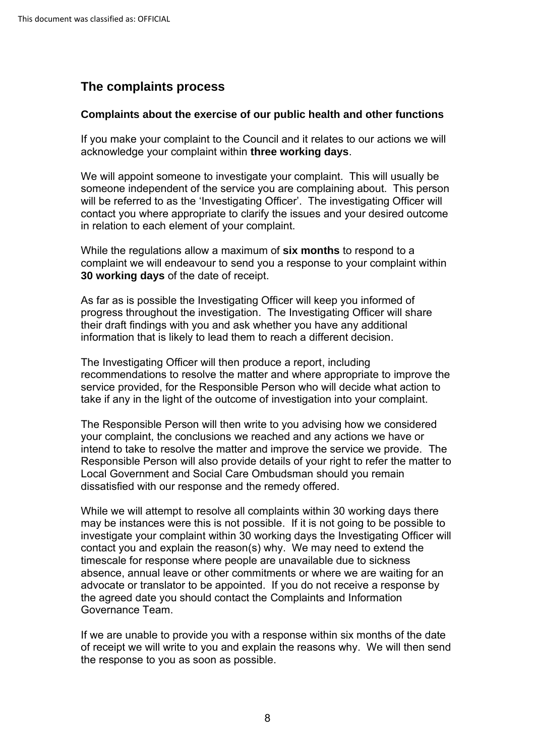## The complaints process

### Complaints about the exercise of our public health and other functions

If you make your complaint to the Council and it relates to our actions we will acknowledge your complaint within **three working days**.

We will appoint someone to investigate your complaint. This will usually be someone independent of the service you are complaining about. This person will be referred to as the 'Investigating Officer'. The investigating Officer will contact you where appropriate to clarify the issues and your desired outcome in relation to each element of your complaint.

While the regulations allow a maximum of **six months** to respond to a complaint we will endeavour to send you a response to your complaint within **30 working days** of the date of receipt.

As far as is possible the Investigating Officer will keep you informed of progress throughout the investigation. The Investigating Officer will share their draft findings with you and ask whether you have any additional information that is likely to lead them to reach a different decision.

The Investigating Officer will then produce a report, including recommendations to resolve the matter and where appropriate to improve the service provided, for the Responsible Person who will decide what action to take if any in the light of the outcome of investigation into your complaint.

The Responsible Person will then write to you advising how we considered your complaint, the conclusions we reached and any actions we have or intend to take to resolve the matter and improve the service we provide. The Responsible Person will also provide details of your right to refer the matter to Local Government and Social Care Ombudsman should you remain dissatisfied with our response and the remedy offered.

While we will attempt to resolve all complaints within 30 working days there may be instances were this is not possible. If it is not going to be possible to investigate your complaint within 30 working days the Investigating Officer will contact you and explain the reason(s) why. We may need to extend the timescale for response where people are unavailable due to sickness absence, annual leave or other commitments or where we are waiting for an advocate or translator to be appointed. If you do not receive a response by the agreed date you should contact the Complaints and Information Governance Team.

If we are unable to provide you with a response within six months of the date of receipt we will write to you and explain the reasons why. We will then send the response to you as soon as possible.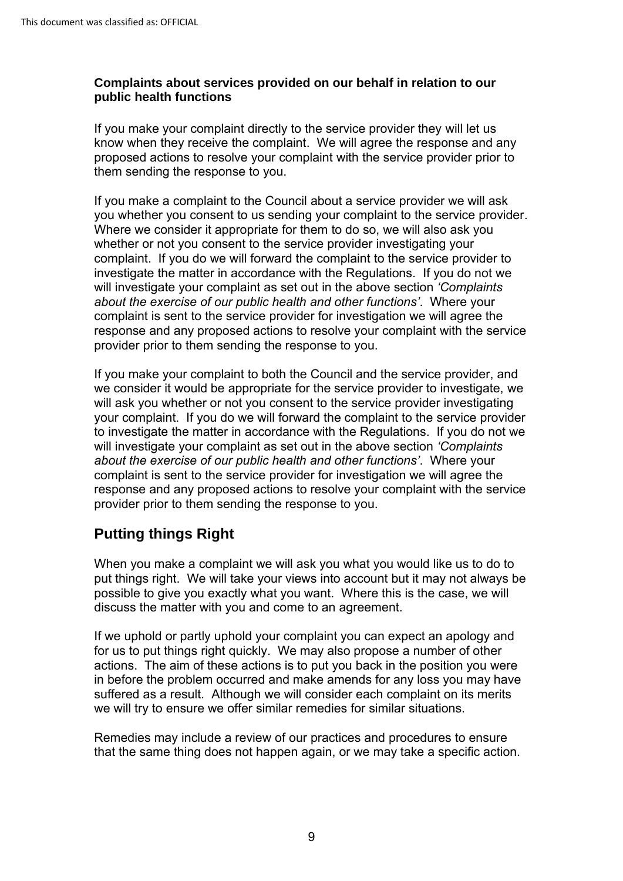**Complaints about services provided on our behalf in relation to our public health functions**

If you make your complaint directly to the service provider they will let us know when they receive the complaint. We will agree the response and any proposed actions to resolve your complaint with the service provider prior to them sending the response to you.

If you make a complaint to the Council about a service provider we will ask you whether you consent to us sending your complaint to the service provider. Where we consider it appropriate for them to do so, we will also ask you whether or not you consent to the service provider investigating your complaint. If you do we will forward the complaint to the service provider to investigate the matter in accordance with the Regulations. If you do not we will investigate your complaint as set out in the above section *'Complaints about the exercise of our public health and other functions'*. Where your complaint is sent to the service provider for investigation we will agree the response and any proposed actions to resolve your complaint with the service provider prior to them sending the response to you.

If you make your complaint to both the Council and the service provider, and we consider it would be appropriate for the service provider to investigate, we will ask you whether or not you consent to the service provider investigating your complaint. If you do we will forward the complaint to the service provider to investigate the matter in accordance with the Regulations. If you do not we will investigate your complaint as set out in the above section *'Complaints about the exercise of our public health and other functions'*. Where your complaint is sent to the service provider for investigation we will agree the response and any proposed actions to resolve your complaint with the service provider prior to them sending the response to you.

## Putting things Right

When you make a complaint we will ask you what you would like us to do to put things right. We will take your views into account but it may not always be possible to give you exactly what you want. Where this is the case, we will discuss the matter with you and come to an agreement.

If we uphold or partly uphold your complaint you can expect an apology and for us to put things right quickly. We may also propose a number of other actions. The aim of these actions is to put you back in the position you were in before the problem occurred and make amends for any loss you may have suffered as a result. Although we will consider each complaint on its merits we will try to ensure we offer similar remedies for similar situations.

Remedies may include a review of our practices and procedures to ensure that the same thing does not happen again, or we may take a specific action.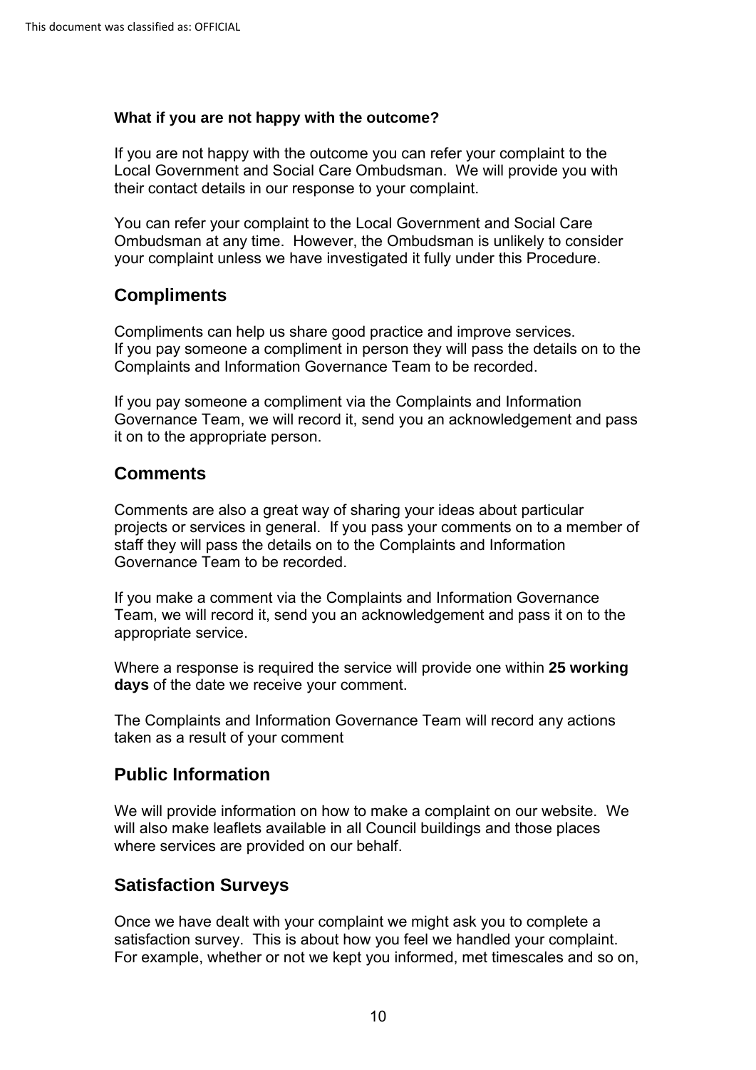**What if you are not happy with the outcome?**

If you are not happy with the outcome you can refer your complaint to the Local Government and Social Care Ombudsman. We will provide you with their contact details in our response to your complaint.

You can refer your complaint to the Local Government and Social Care Ombudsman at any time. However, the Ombudsman is unlikely to consider your complaint unless we have investigated it fully under this Procedure.

## Compliments

Compliments can help us share good practice and improve services. If you pay someone a compliment in person they will pass the details on to the Complaints and Information Governance Team to be recorded.

If you pay someone a compliment via the Complaints and Information Governance Team, we will record it, send you an acknowledgement and pass it on to the appropriate person.

## Comments

Comments are also a great way of sharing your ideas about particular projects or services in general. If you pass your comments on to a member of staff they will pass the details on to the Complaints and Information Governance Team to be recorded.

If you make a comment via the Complaints and Information Governance Team, we will record it, send you an acknowledgement and pass it on to the appropriate service.

Where a response is required the service will provide one within **25 working days** of the date we receive your comment.

The Complaints and Information Governance Team will record any actions taken as a result of your comment

## Public Information

We will provide information on how to make a complaint on our website. We will also make leaflets available in all Council buildings and those places where services are provided on our behalf.

## Satisfaction Surveys

Once we have dealt with your complaint we might ask you to complete a satisfaction survey. This is about how you feel we handled your complaint. For example, whether or not we kept you informed, met timescales and so on,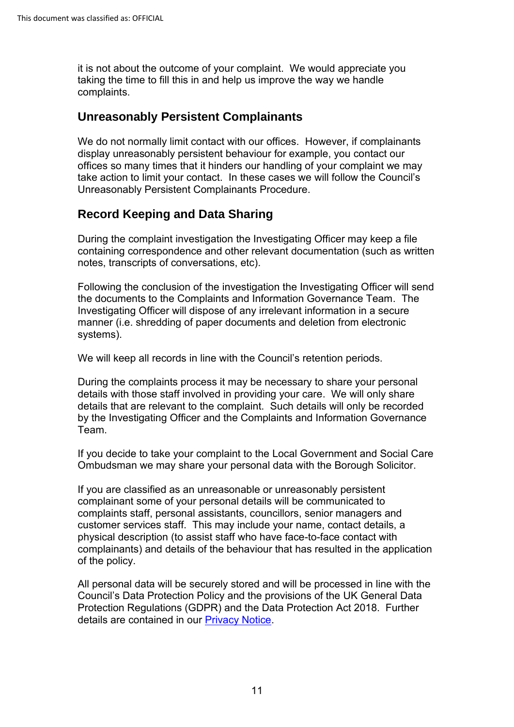it is not about the outcome of your complaint. We would appreciate you taking the time to fill this in and help us improve the way we handle complaints.

## Unreasonably Persistent Complainants

We do not normally limit contact with our offices. However, if complainants display unreasonably persistent behaviour for example, you contact our offices so many times that it hinders our handling of your complaint we may take action to limit your contact. In these cases we will follow the Council's Unreasonably Persistent Complainants Procedure.

## Record Keeping and Data Sharing

During the complaint investigation the Investigating Officer may keep a file containing correspondence and other relevant documentation (such as written notes, transcripts of conversations, etc).

Following the conclusion of the investigation the Investigating Officer will send the documents to the Complaints and Information Governance Team. The Investigating Officer will dispose of any irrelevant information in a secure manner (i.e. shredding of paper documents and deletion from electronic systems).

We will keep all records in line with the Council's retention periods.

During the complaints process it may be necessary to share your personal details with those staff involved in providing your care. We will only share details that are relevant to the complaint. Such details will only be recorded by the Investigating Officer and the Complaints and Information Governance Team.

If you decide to take your complaint to the Local Government and Social Care Ombudsman we may share your personal data with the Borough Solicitor.

If you are classified as an unreasonable or unreasonably persistent complainant some of your personal details will be communicated to complaints staff, personal assistants, councillors, senior managers and customer services staff. This may include your name, contact details, a physical description (to assist staff who have face-to-face contact with complainants) and details of the behaviour that has resulted in the application of the policy.

All personal data will be securely stored and will be processed in line with the Council's Data Protection Policy and the provisions of the UK General Data Protection Regulations (GDPR) and the Data Protection Act 2018. Further details are contained in our [Privacy Notice](#).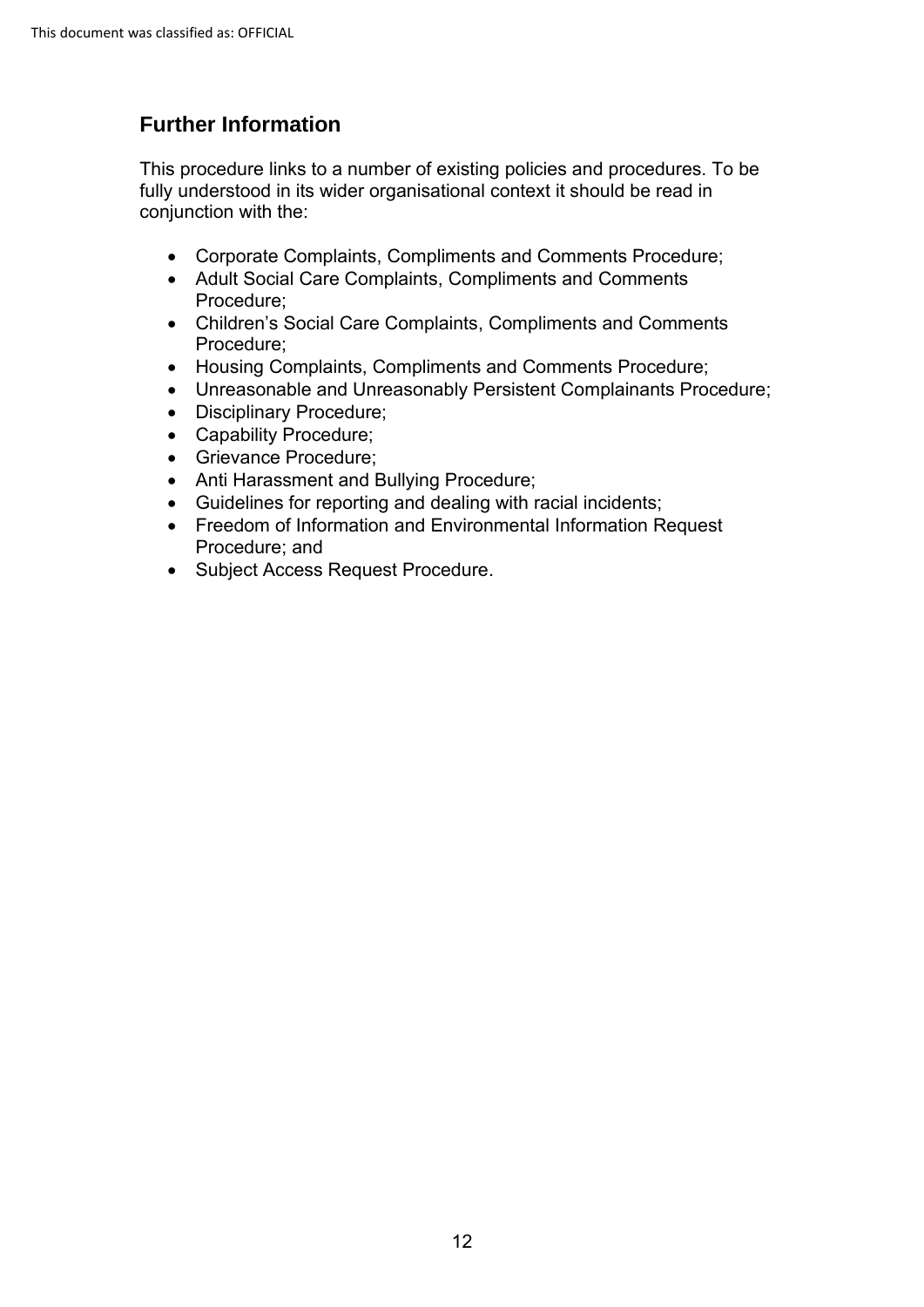## Further Information

This procedure links to a number of existing policies and procedures. To be fully understood in its wider organisational context it should be read in conjunction with the:

- Corporate Complaints, Compliments and Comments Procedure;
- Adult Social Care Complaints, Compliments and Comments Procedure;
- Children's Social Care Complaints, Compliments and Comments Procedure;
- Housing Complaints, Compliments and Comments Procedure;
- Unreasonable and Unreasonably Persistent Complainants Procedure;
- Disciplinary Procedure;
- Capability Procedure;
- Grievance Procedure;
- Anti Harassment and Bullying Procedure;
- Guidelines for reporting and dealing with racial incidents;
- Freedom of Information and Environmental Information Request Procedure; and
- Subject Access Request Procedure.